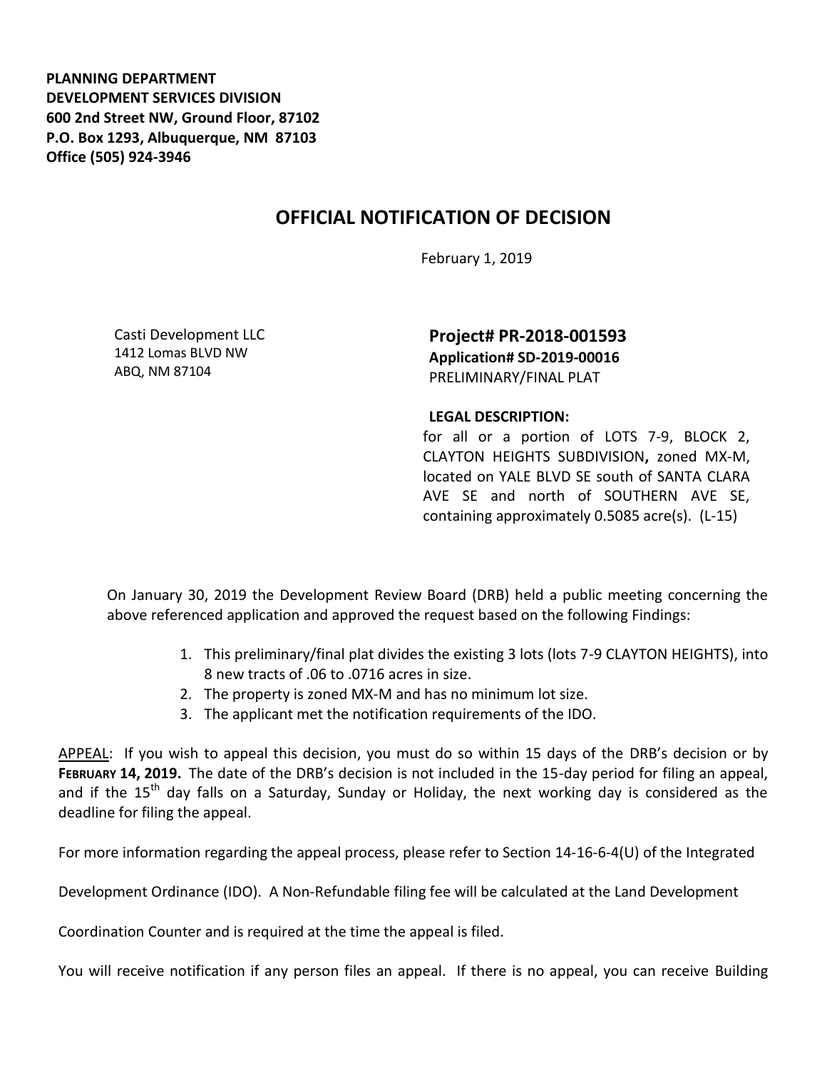**PLANNING DEPARTMENT**
**DEVELOPMENT SERVICES DIVISION**
**600 2nd Street NW, Ground Floor, 87102**
**P.O. Box 1293, Albuquerque, NM 87103**
**Office (505) 924-3946**

# OFFICIAL NOTIFICATION OF DECISION

February 1, 2019

Casti Development LLC
1412 Lomas BLVD NW
ABQ, NM 87104

**Project# PR-2018-001593**
**Application# SD-2019-00016**
PRELIMINARY/FINAL PLAT

**LEGAL DESCRIPTION:**
for all or a portion of LOTS 7-9, BLOCK 2, CLAYTON HEIGHTS SUBDIVISION**,** zoned MX-M, located on YALE BLVD SE south of SANTA CLARA AVE SE and north of SOUTHERN AVE SE, containing approximately 0.5085 acre(s). (L-15)

On January 30, 2019 the Development Review Board (DRB) held a public meeting concerning the above referenced application and approved the request based on the following Findings:

1. This preliminary/final plat divides the existing 3 lots (lots 7-9 CLAYTON HEIGHTS), into 8 new tracts of .06 to .0716 acres in size.
2. The property is zoned MX-M and has no minimum lot size.
3. The applicant met the notification requirements of the IDO.

APPEAL: If you wish to appeal this decision, you must do so within 15 days of the DRB's decision or by **FEBRUARY 14, 2019.** The date of the DRB's decision is not included in the 15-day period for filing an appeal, and if the 15th day falls on a Saturday, Sunday or Holiday, the next working day is considered as the deadline for filing the appeal.

For more information regarding the appeal process, please refer to Section 14-16-6-4(U) of the Integrated Development Ordinance (IDO). A Non-Refundable filing fee will be calculated at the Land Development Coordination Counter and is required at the time the appeal is filed.

You will receive notification if any person files an appeal. If there is no appeal, you can receive Building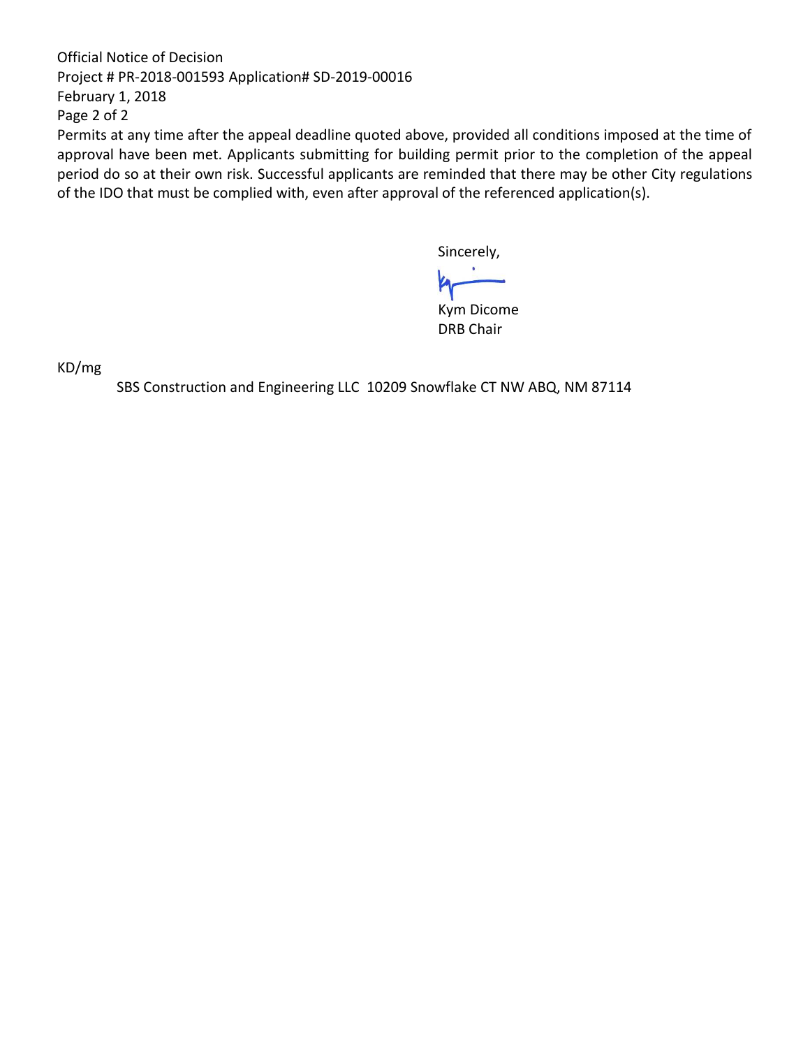Official Notice of Decision
Project # PR-2018-001593 Application# SD-2019-00016
February 1, 2018

Permits at any time after the appeal deadline quoted above, provided all conditions imposed at the time of approval have been met. Applicants submitting for building permit prior to the completion of the appeal period do so at their own risk. Successful applicants are reminded that there may be other City regulations of the IDO that must be complied with, even after approval of the referenced application(s).

Sincerely,

Kym Dicome
DRB Chair

KD/mg

SBS Construction and Engineering LLC 10209 Snowflake CT NW ABQ, NM 87114